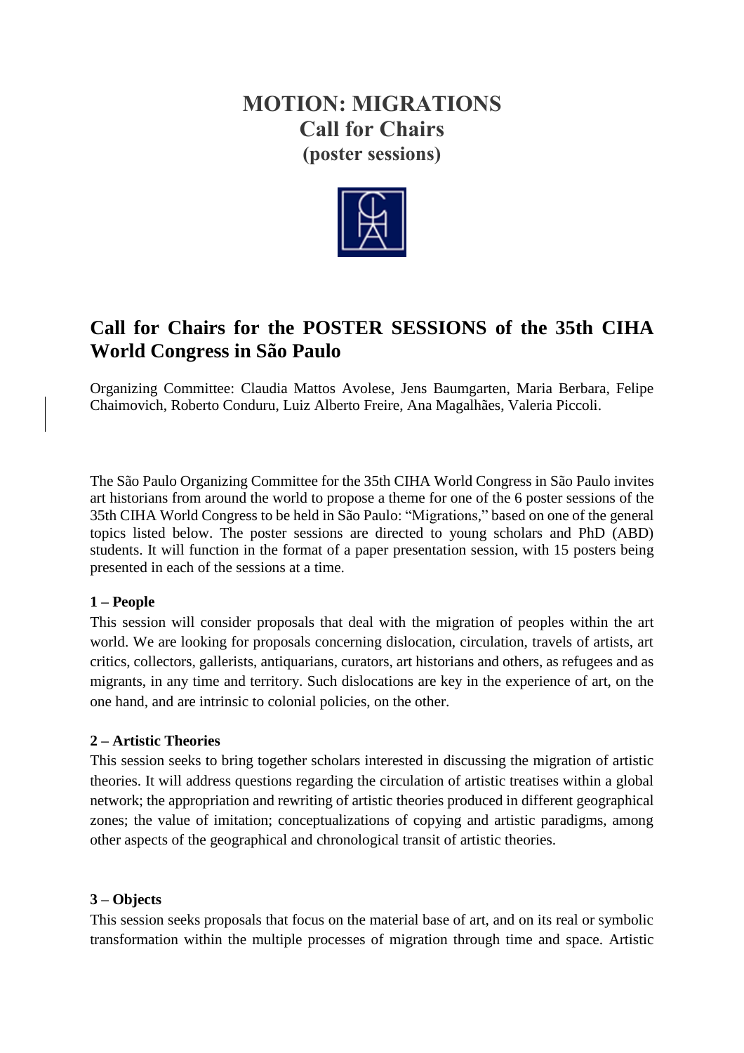# MOTION: MIGRATIONS
## Call for Chairs
### (poster sessions)

## Call for Chairs for the POSTER SESSIONS of the 35th CIHA World Congress in São Paulo

Organizing Committee: Claudia Mattos Avolese, Jens Baumgarten, Maria Berbara, Felipe Chaimovich, Roberto Conduru, Luiz Alberto Freire, Ana Magalhães, Valeria Piccoli.

The São Paulo Organizing Committee for the 35th CIHA World Congress in São Paulo invites art historians from around the world to propose a theme for one of the 6 poster sessions of the 35th CIHA World Congress to be held in São Paulo: "Migrations," based on one of the general topics listed below. The poster sessions are directed to young scholars and PhD (ABD) students. It will function in the format of a paper presentation session, with 15 posters being presented in each of the sessions at a time.

**1 – People**

This session will consider proposals that deal with the migration of peoples within the art world. We are looking for proposals concerning dislocation, circulation, travels of artists, art critics, collectors, gallerists, antiquarians, curators, art historians and others, as refugees and as migrants, in any time and territory. Such dislocations are key in the experience of art, on the one hand, and are intrinsic to colonial policies, on the other.

**2 – Artistic Theories**

This session seeks to bring together scholars interested in discussing the migration of artistic theories. It will address questions regarding the circulation of artistic treatises within a global network; the appropriation and rewriting of artistic theories produced in different geographical zones; the value of imitation; conceptualizations of copying and artistic paradigms, among other aspects of the geographical and chronological transit of artistic theories.

**3 – Objects**

This session seeks proposals that focus on the material base of art, and on its real or symbolic transformation within the multiple processes of migration through time and space. Artistic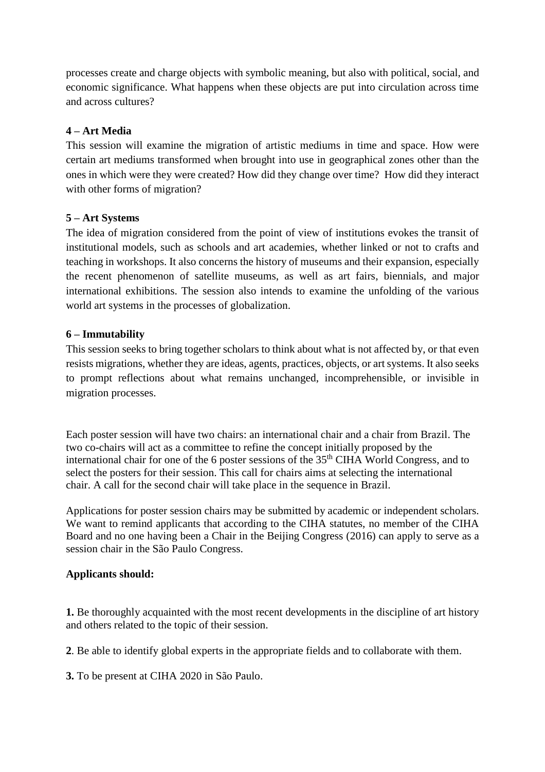processes create and charge objects with symbolic meaning, but also with political, social, and economic significance. What happens when these objects are put into circulation across time and across cultures?

**4 – Art Media**

This session will examine the migration of artistic mediums in time and space. How were certain art mediums transformed when brought into use in geographical zones other than the ones in which were they were created? How did they change over time? How did they interact with other forms of migration?

**5 – Art Systems**

The idea of migration considered from the point of view of institutions evokes the transit of institutional models, such as schools and art academies, whether linked or not to crafts and teaching in workshops. It also concerns the history of museums and their expansion, especially the recent phenomenon of satellite museums, as well as art fairs, biennials, and major international exhibitions. The session also intends to examine the unfolding of the various world art systems in the processes of globalization.

**6 – Immutability**

This session seeks to bring together scholars to think about what is not affected by, or that even resists migrations, whether they are ideas, agents, practices, objects, or art systems. It also seeks to prompt reflections about what remains unchanged, incomprehensible, or invisible in migration processes.

Each poster session will have two chairs: an international chair and a chair from Brazil. The two co-chairs will act as a committee to refine the concept initially proposed by the international chair for one of the 6 poster sessions of the 35th CIHA World Congress, and to select the posters for their session. This call for chairs aims at selecting the international chair. A call for the second chair will take place in the sequence in Brazil.

Applications for poster session chairs may be submitted by academic or independent scholars. We want to remind applicants that according to the CIHA statutes, no member of the CIHA Board and no one having been a Chair in the Beijing Congress (2016) can apply to serve as a session chair in the São Paulo Congress.

**Applicants should:**

**1.** Be thoroughly acquainted with the most recent developments in the discipline of art history and others related to the topic of their session.

**2**. Be able to identify global experts in the appropriate fields and to collaborate with them.

**3.** To be present at CIHA 2020 in São Paulo.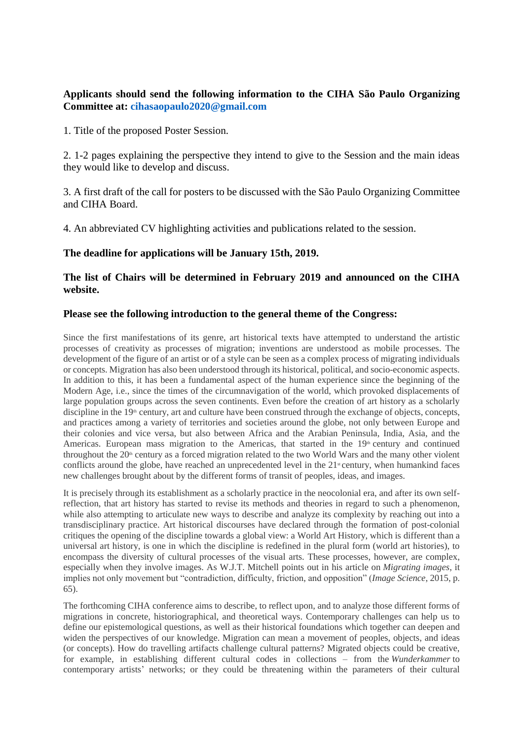**Applicants should send the following information to the CIHA São Paulo Organizing Committee at: cihasaopaulo2020@gmail.com**

1. Title of the proposed Poster Session.

2. 1-2 pages explaining the perspective they intend to give to the Session and the main ideas they would like to develop and discuss.

3. A first draft of the call for posters to be discussed with the São Paulo Organizing Committee and CIHA Board.

4. An abbreviated CV highlighting activities and publications related to the session.

**The deadline for applications will be January 15th, 2019.**

**The list of Chairs will be determined in February 2019 and announced on the CIHA website.**

**Please see the following introduction to the general theme of the Congress:**

Since the first manifestations of its genre, art historical texts have attempted to understand the artistic processes of creativity as processes of migration; inventions are understood as mobile processes. The development of the figure of an artist or of a style can be seen as a complex process of migrating individuals or concepts. Migration has also been understood through its historical, political, and socio-economic aspects. In addition to this, it has been a fundamental aspect of the human experience since the beginning of the Modern Age, i.e., since the times of the circumnavigation of the world, which provoked displacements of large population groups across the seven continents. Even before the creation of art history as a scholarly discipline in the 19th century, art and culture have been construed through the exchange of objects, concepts, and practices among a variety of territories and societies around the globe, not only between Europe and their colonies and vice versa, but also between Africa and the Arabian Peninsula, India, Asia, and the Americas. European mass migration to the Americas, that started in the 19th century and continued throughout the 20th century as a forced migration related to the two World Wars and the many other violent conflicts around the globe, have reached an unprecedented level in the 21st century, when humankind faces new challenges brought about by the different forms of transit of peoples, ideas, and images.

It is precisely through its establishment as a scholarly practice in the neocolonial era, and after its own self-reflection, that art history has started to revise its methods and theories in regard to such a phenomenon, while also attempting to articulate new ways to describe and analyze its complexity by reaching out into a transdisciplinary practice. Art historical discourses have declared through the formation of post-colonial critiques the opening of the discipline towards a global view: a World Art History, which is different than a universal art history, is one in which the discipline is redefined in the plural form (world art histories), to encompass the diversity of cultural processes of the visual arts. These processes, however, are complex, especially when they involve images. As W.J.T. Mitchell points out in his article on *Migrating images*, it implies not only movement but "contradiction, difficulty, friction, and opposition" (*Image Science*, 2015, p. 65).

The forthcoming CIHA conference aims to describe, to reflect upon, and to analyze those different forms of migrations in concrete, historiographical, and theoretical ways. Contemporary challenges can help us to define our epistemological questions, as well as their historical foundations which together can deepen and widen the perspectives of our knowledge. Migration can mean a movement of peoples, objects, and ideas (or concepts). How do travelling artifacts challenge cultural patterns? Migrated objects could be creative, for example, in establishing different cultural codes in collections – from the *Wunderkammer* to contemporary artists' networks; or they could be threatening within the parameters of their cultural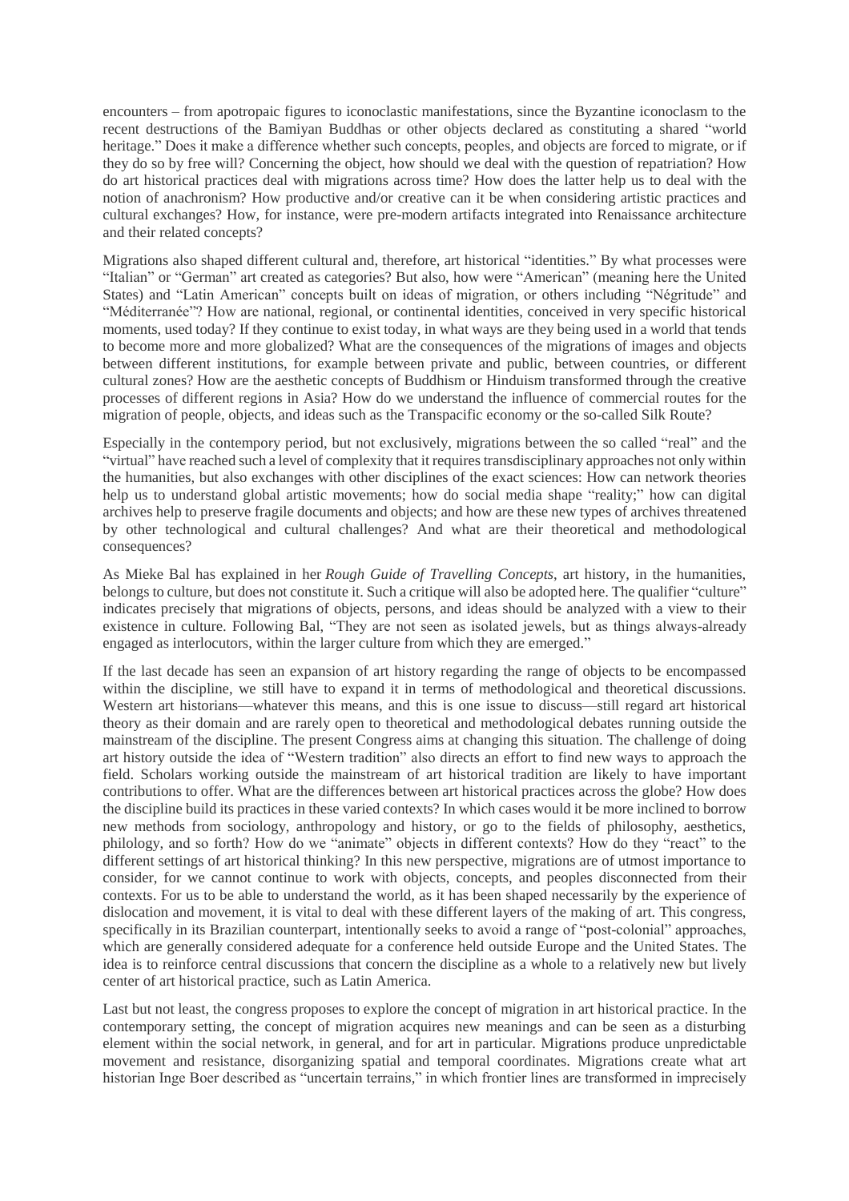encounters – from apotropaic figures to iconoclastic manifestations, since the Byzantine iconoclasm to the recent destructions of the Bamiyan Buddhas or other objects declared as constituting a shared "world heritage." Does it make a difference whether such concepts, peoples, and objects are forced to migrate, or if they do so by free will? Concerning the object, how should we deal with the question of repatriation? How do art historical practices deal with migrations across time? How does the latter help us to deal with the notion of anachronism? How productive and/or creative can it be when considering artistic practices and cultural exchanges? How, for instance, were pre-modern artifacts integrated into Renaissance architecture and their related concepts?

Migrations also shaped different cultural and, therefore, art historical "identities." By what processes were "Italian" or "German" art created as categories? But also, how were "American" (meaning here the United States) and "Latin American" concepts built on ideas of migration, or others including "Négritude" and "Méditerranée"? How are national, regional, or continental identities, conceived in very specific historical moments, used today? If they continue to exist today, in what ways are they being used in a world that tends to become more and more globalized? What are the consequences of the migrations of images and objects between different institutions, for example between private and public, between countries, or different cultural zones? How are the aesthetic concepts of Buddhism or Hinduism transformed through the creative processes of different regions in Asia? How do we understand the influence of commercial routes for the migration of people, objects, and ideas such as the Transpacific economy or the so-called Silk Route?

Especially in the contempory period, but not exclusively, migrations between the so called "real" and the "virtual" have reached such a level of complexity that it requires transdisciplinary approaches not only within the humanities, but also exchanges with other disciplines of the exact sciences: How can network theories help us to understand global artistic movements; how do social media shape "reality;" how can digital archives help to preserve fragile documents and objects; and how are these new types of archives threatened by other technological and cultural challenges? And what are their theoretical and methodological consequences?

As Mieke Bal has explained in her *Rough Guide of Travelling Concepts*, art history, in the humanities, belongs to culture, but does not constitute it. Such a critique will also be adopted here. The qualifier "culture" indicates precisely that migrations of objects, persons, and ideas should be analyzed with a view to their existence in culture. Following Bal, "They are not seen as isolated jewels, but as things always-already engaged as interlocutors, within the larger culture from which they are emerged."

If the last decade has seen an expansion of art history regarding the range of objects to be encompassed within the discipline, we still have to expand it in terms of methodological and theoretical discussions. Western art historians—whatever this means, and this is one issue to discuss—still regard art historical theory as their domain and are rarely open to theoretical and methodological debates running outside the mainstream of the discipline. The present Congress aims at changing this situation. The challenge of doing art history outside the idea of "Western tradition" also directs an effort to find new ways to approach the field. Scholars working outside the mainstream of art historical tradition are likely to have important contributions to offer. What are the differences between art historical practices across the globe? How does the discipline build its practices in these varied contexts? In which cases would it be more inclined to borrow new methods from sociology, anthropology and history, or go to the fields of philosophy, aesthetics, philology, and so forth? How do we "animate" objects in different contexts? How do they "react" to the different settings of art historical thinking? In this new perspective, migrations are of utmost importance to consider, for we cannot continue to work with objects, concepts, and peoples disconnected from their contexts. For us to be able to understand the world, as it has been shaped necessarily by the experience of dislocation and movement, it is vital to deal with these different layers of the making of art. This congress, specifically in its Brazilian counterpart, intentionally seeks to avoid a range of "post-colonial" approaches, which are generally considered adequate for a conference held outside Europe and the United States. The idea is to reinforce central discussions that concern the discipline as a whole to a relatively new but lively center of art historical practice, such as Latin America.

Last but not least, the congress proposes to explore the concept of migration in art historical practice. In the contemporary setting, the concept of migration acquires new meanings and can be seen as a disturbing element within the social network, in general, and for art in particular. Migrations produce unpredictable movement and resistance, disorganizing spatial and temporal coordinates. Migrations create what art historian Inge Boer described as "uncertain terrains," in which frontier lines are transformed in imprecisely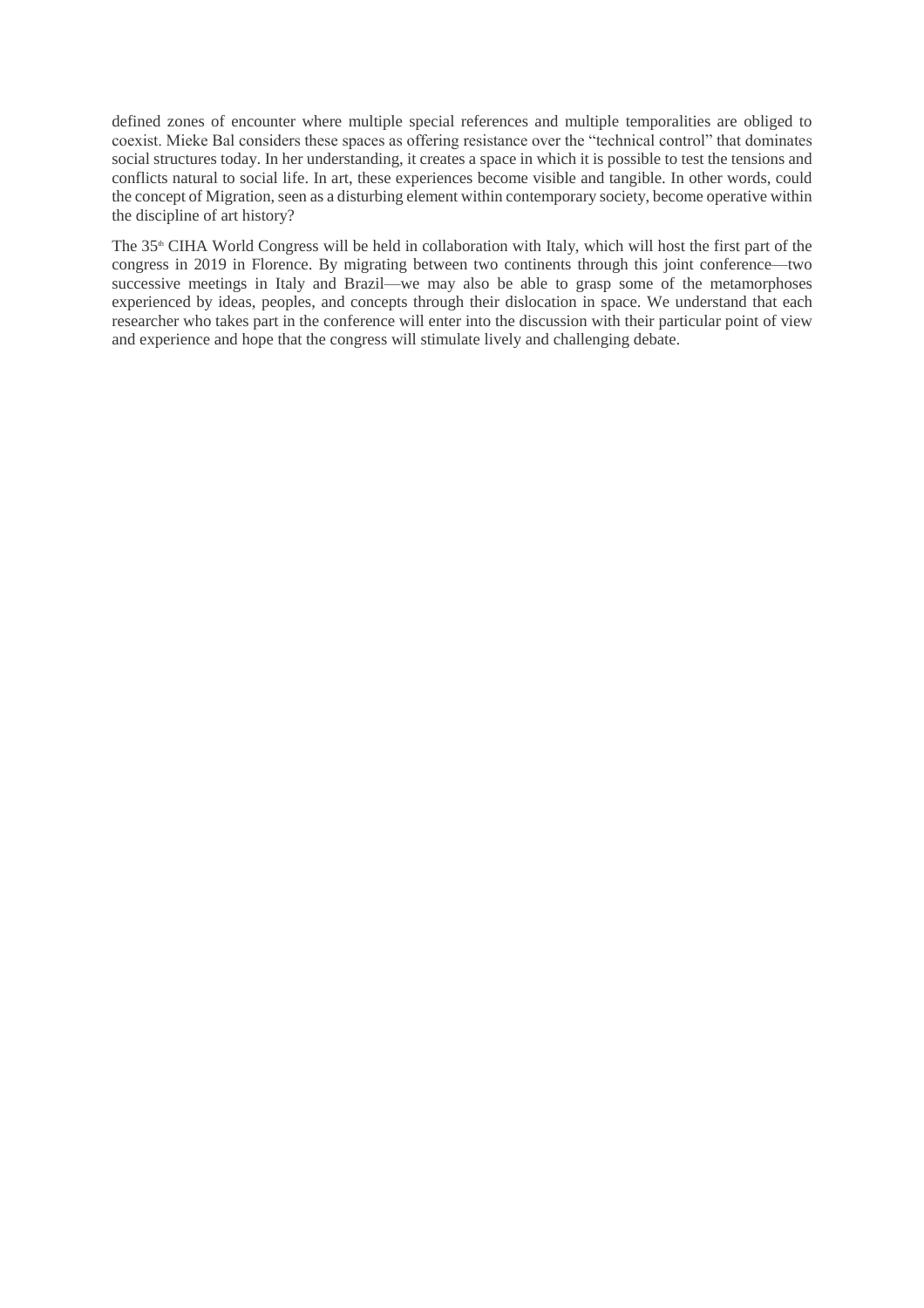defined zones of encounter where multiple special references and multiple temporalities are obliged to coexist. Mieke Bal considers these spaces as offering resistance over the "technical control" that dominates social structures today. In her understanding, it creates a space in which it is possible to test the tensions and conflicts natural to social life. In art, these experiences become visible and tangible. In other words, could the concept of Migration, seen as a disturbing element within contemporary society, become operative within the discipline of art history?

The 35th CIHA World Congress will be held in collaboration with Italy, which will host the first part of the congress in 2019 in Florence. By migrating between two continents through this joint conference—two successive meetings in Italy and Brazil—we may also be able to grasp some of the metamorphoses experienced by ideas, peoples, and concepts through their dislocation in space. We understand that each researcher who takes part in the conference will enter into the discussion with their particular point of view and experience and hope that the congress will stimulate lively and challenging debate.